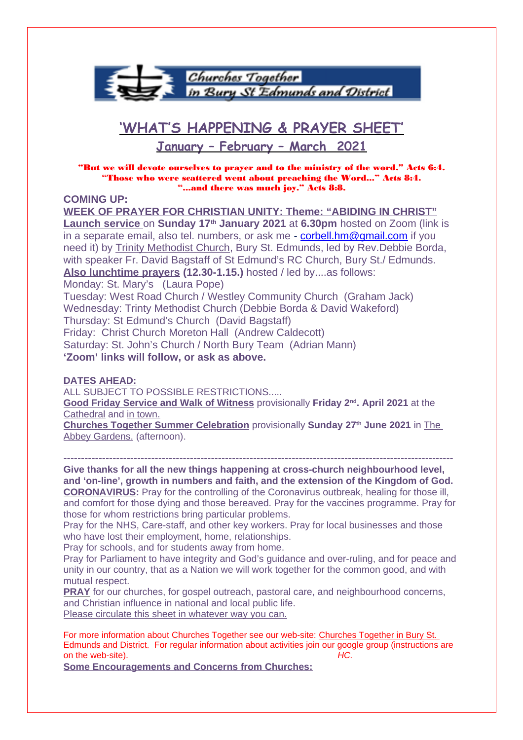Churches Together in Bury St Edmunds and District

# 'WHAT'S HAPPENING & PRAYER SHEET'

## January – February – March  2021

**"But we will devote ourselves to prayer and to the ministry of the word." Acts 6:4.**
**"Those who were scattered went about preaching the Word..." Acts 8:4.**
**"...and there was much joy." Acts 8:8.**

**COMING UP:**

**WEEK OF PRAYER FOR CHRISTIAN UNITY: Theme: "ABIDING IN CHRIST"**

**Launch service** on **Sunday 17th January 2021** at **6.30pm** hosted on Zoom (link is in a separate email, also tel. numbers, or ask me - corbell.hm@gmail.com if you need it) by Trinity Methodist Church, Bury St. Edmunds, led by Rev.Debbie Borda, with speaker Fr. David Bagstaff of St Edmund's RC Church, Bury St./ Edmunds.

**Also lunchtime prayers (12.30-1.15.)** hosted / led by....as follows:

Monday: St. Mary's   (Laura Pope)
Tuesday: West Road Church / Westley Community Church  (Graham Jack)
Wednesday: Trinty Methodist Church (Debbie Borda & David Wakeford)
Thursday: St Edmund's Church  (David Bagstaff)
Friday:  Christ Church Moreton Hall  (Andrew Caldecott)
Saturday: St. John's Church / North Bury Team  (Adrian Mann)

**'Zoom' links will follow, or ask as above.**

**DATES AHEAD:**

ALL SUBJECT TO POSSIBLE RESTRICTIONS.....

**Good Friday Service and Walk of Witness** provisionally **Friday 2nd. April 2021** at the Cathedral and in town.

**Churches Together Summer Celebration** provisionally **Sunday 27th June 2021** in The Abbey Gardens. (afternoon).

---

**Give thanks for all the new things happening at cross-church neighbourhood level, and 'on-line', growth in numbers and faith, and the extension of the Kingdom of God.**

**CORONAVIRUS:** Pray for the controlling of the Coronavirus outbreak, healing for those ill, and comfort for those dying and those bereaved. Pray for the vaccines programme. Pray for those for whom restrictions bring particular problems.

Pray for the NHS, Care-staff, and other key workers. Pray for local businesses and those who have lost their employment, home, relationships.

Pray for schools, and for students away from home.

Pray for Parliament to have integrity and God's guidance and over-ruling, and for peace and unity in our country, that as a Nation we will work together for the common good, and with mutual respect.

**PRAY** for our churches, for gospel outreach, pastoral care, and neighbourhood concerns, and Christian influence in national and local public life.

Please circulate this sheet in whatever way you can.

For more information about Churches Together see our web-site: Churches Together in Bury St. Edmunds and District. For regular information about activities join our google group (instructions are on the web-site). *HC.*

**Some Encouragements and Concerns from Churches:**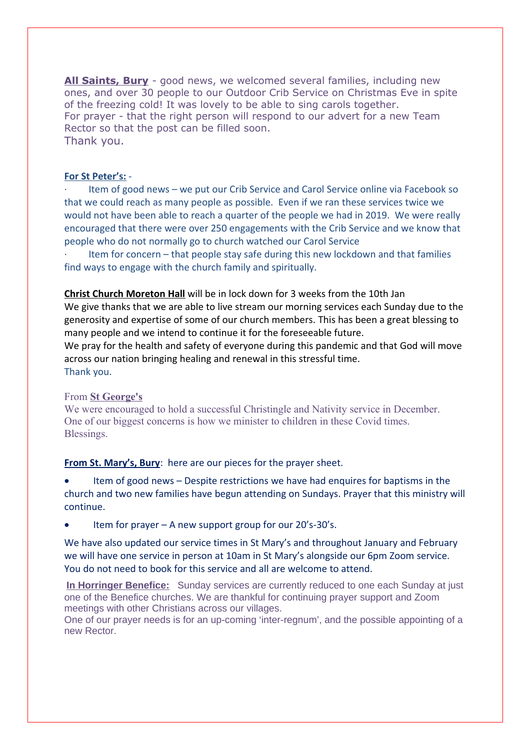**All Saints, Bury** - good news, we welcomed several families, including new ones, and over 30 people to our Outdoor Crib Service on Christmas Eve in spite of the freezing cold! It was lovely to be able to sing carols together.
For prayer - that the right person will respond to our advert for a new Team Rector so that the post can be filled soon.
Thank you.

**For St Peter's:** -

· Item of good news – we put our Crib Service and Carol Service online via Facebook so that we could reach as many people as possible. Even if we ran these services twice we would not have been able to reach a quarter of the people we had in 2019. We were really encouraged that there were over 250 engagements with the Crib Service and we know that people who do not normally go to church watched our Carol Service

· Item for concern – that people stay safe during this new lockdown and that families find ways to engage with the church family and spiritually.

**Christ Church Moreton Hall** will be in lock down for 3 weeks from the 10th Jan
We give thanks that we are able to live stream our morning services each Sunday due to the generosity and expertise of some of our church members. This has been a great blessing to many people and we intend to continue it for the foreseeable future.
We pray for the health and safety of everyone during this pandemic and that God will move across our nation bringing healing and renewal in this stressful time.
Thank you.

From **St George's**
We were encouraged to hold a successful Christingle and Nativity service in December.
One of our biggest concerns is how we minister to children in these Covid times.
Blessings.

**From St. Mary's, Bury**: here are our pieces for the prayer sheet.

- Item of good news – Despite restrictions we have had enquires for baptisms in the church and two new families have begun attending on Sundays. Prayer that this ministry will continue.
- Item for prayer – A new support group for our 20's-30's.

We have also updated our service times in St Mary's and throughout January and February we will have one service in person at 10am in St Mary's alongside our 6pm Zoom service. You do not need to book for this service and all are welcome to attend.

**In Horringer Benefice:** Sunday services are currently reduced to one each Sunday at just one of the Benefice churches. We are thankful for continuing prayer support and Zoom meetings with other Christians across our villages.
One of our prayer needs is for an up-coming 'inter-regnum', and the possible appointing of a new Rector.